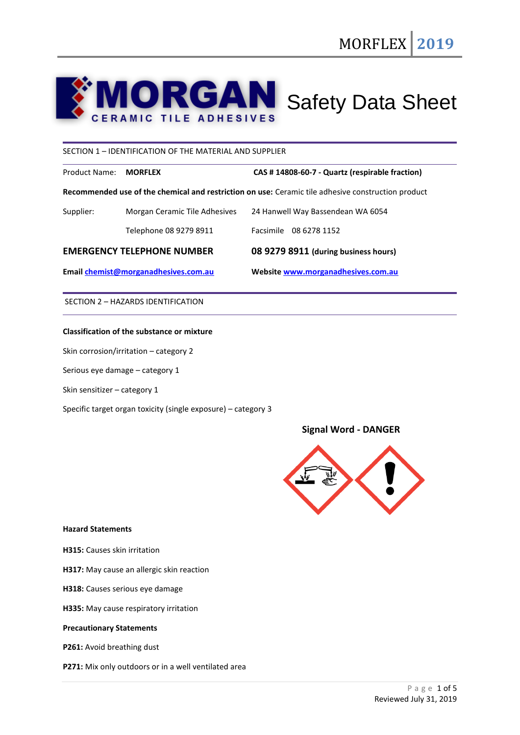# MORGAN CERAMIC TILE ADHESIVES — Safety Data Sheet

## SECTION 1 – IDENTIFICATION OF THE MATERIAL AND SUPPLIER

Product Name: **MORFLEX** **CAS # 14808-60-7 - Quartz (respirable fraction)**

**Recommended use of the chemical and restriction on use:** Ceramic tile adhesive construction product

| | | |
|---|---|---|
| Supplier: | Morgan Ceramic Tile Adhesives | 24 Hanwell Way Bassendean WA 6054 |
| | Telephone 08 9279 8911 | Facsimile 08 6278 1152 |

**EMERGENCY TELEPHONE NUMBER** **08 9279 8911 (during business hours)**

**Email** chemist@morganadhesives.com.au **Website** www.morganadhesives.com.au

## SECTION 2 – HAZARDS IDENTIFICATION

**Classification of the substance or mixture**

Skin corrosion/irritation – category 2

Serious eye damage – category 1

Skin sensitizer – category 1

Specific target organ toxicity (single exposure) – category 3

**Signal Word - DANGER**

**Hazard Statements**

**H315:** Causes skin irritation

**H317:** May cause an allergic skin reaction

**H318:** Causes serious eye damage

**H335:** May cause respiratory irritation

**Precautionary Statements**

**P261:** Avoid breathing dust

**P271:** Mix only outdoors or in a well ventilated area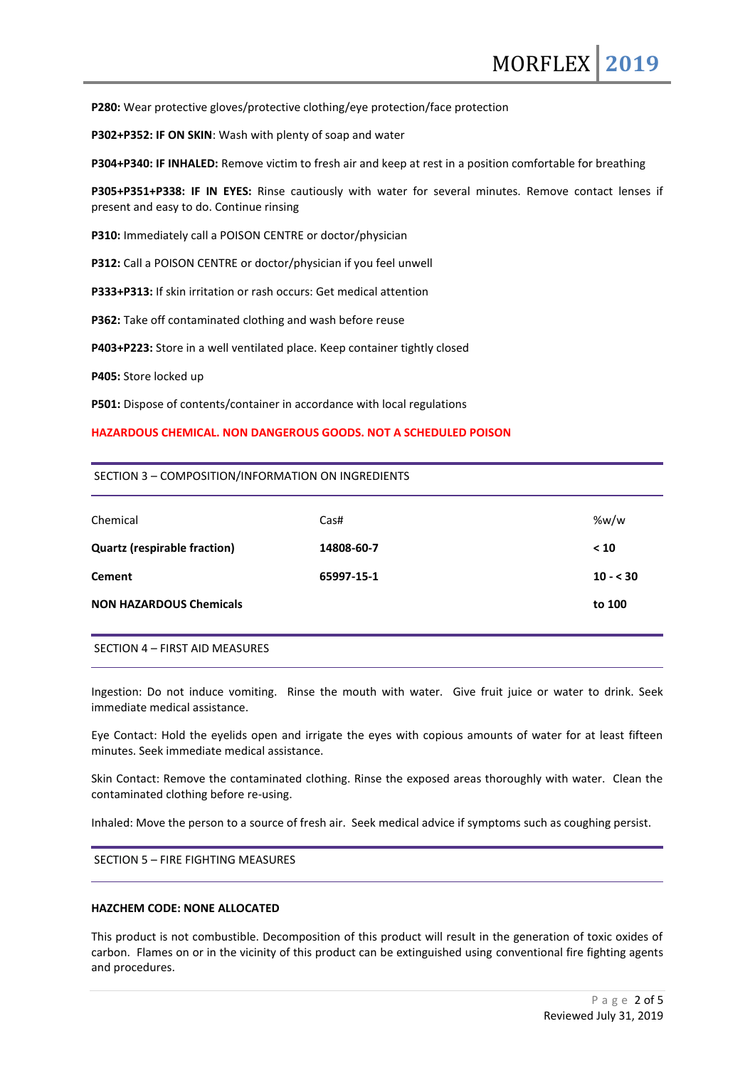**P280:** Wear protective gloves/protective clothing/eye protection/face protection

**P302+P352: IF ON SKIN**: Wash with plenty of soap and water

**P304+P340: IF INHALED:** Remove victim to fresh air and keep at rest in a position comfortable for breathing

**P305+P351+P338: IF IN EYES:** Rinse cautiously with water for several minutes. Remove contact lenses if present and easy to do. Continue rinsing

**P310:** Immediately call a POISON CENTRE or doctor/physician

**P312:** Call a POISON CENTRE or doctor/physician if you feel unwell

**P333+P313:** If skin irritation or rash occurs: Get medical attention

**P362:** Take off contaminated clothing and wash before reuse

**P403+P223:** Store in a well ventilated place. Keep container tightly closed

**P405:** Store locked up

**P501:** Dispose of contents/container in accordance with local regulations

**HAZARDOUS CHEMICAL. NON DANGEROUS GOODS. NOT A SCHEDULED POISON**

## SECTION 3 – COMPOSITION/INFORMATION ON INGREDIENTS

| Chemical | Cas# | %w/w |
|---|---|---|
| **Quartz (respirable fraction)** | **14808-60-7** | **< 10** |
| **Cement** | **65997-15-1** | **10 - < 30** |
| **NON HAZARDOUS Chemicals** | | **to 100** |

## SECTION 4 – FIRST AID MEASURES

Ingestion: Do not induce vomiting. Rinse the mouth with water. Give fruit juice or water to drink. Seek immediate medical assistance.

Eye Contact: Hold the eyelids open and irrigate the eyes with copious amounts of water for at least fifteen minutes. Seek immediate medical assistance.

Skin Contact: Remove the contaminated clothing. Rinse the exposed areas thoroughly with water. Clean the contaminated clothing before re-using.

Inhaled: Move the person to a source of fresh air. Seek medical advice if symptoms such as coughing persist.

## SECTION 5 – FIRE FIGHTING MEASURES

**HAZCHEM CODE: NONE ALLOCATED**

This product is not combustible. Decomposition of this product will result in the generation of toxic oxides of carbon. Flames on or in the vicinity of this product can be extinguished using conventional fire fighting agents and procedures.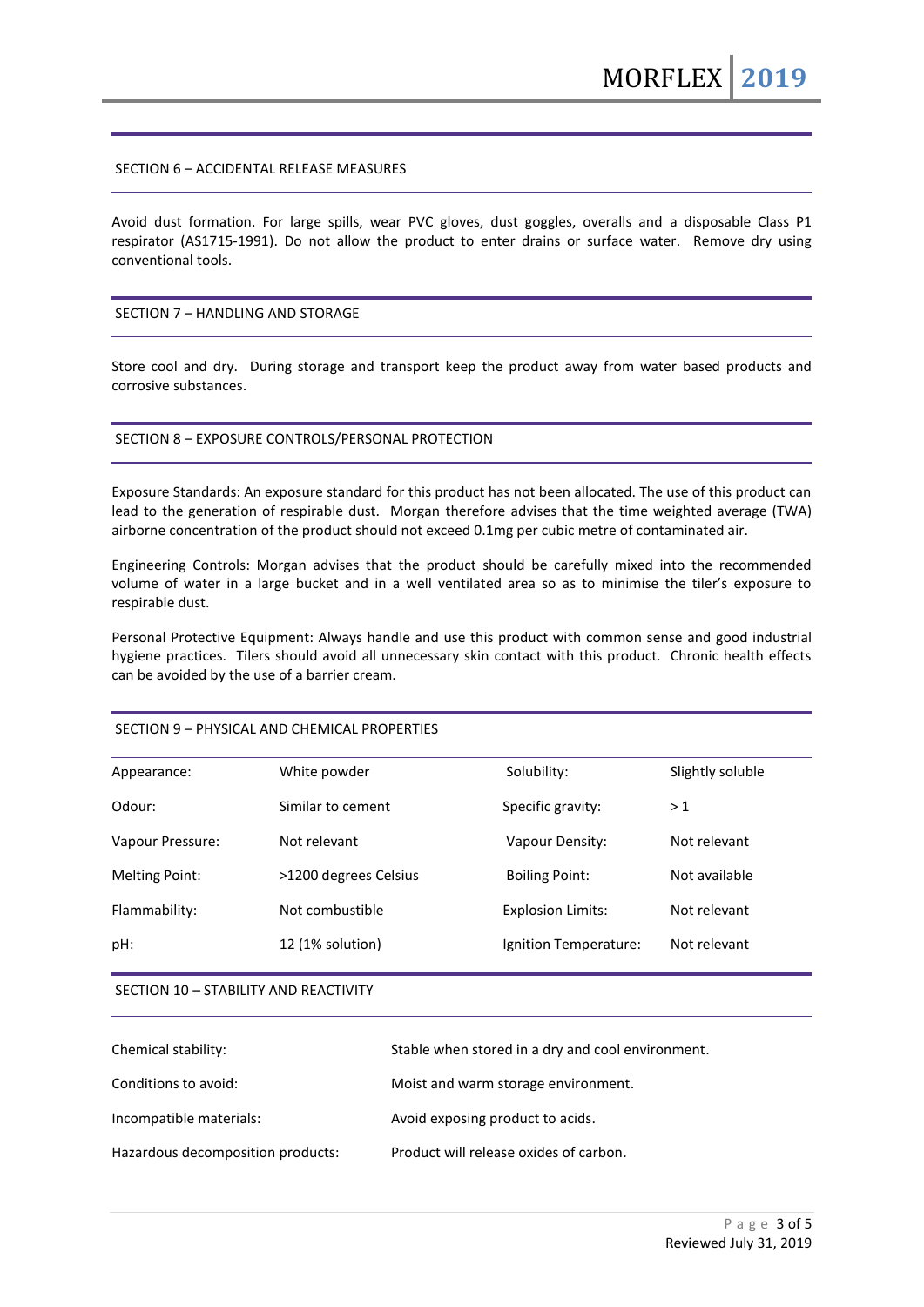## SECTION 6 – ACCIDENTAL RELEASE MEASURES

Avoid dust formation. For large spills, wear PVC gloves, dust goggles, overalls and a disposable Class P1 respirator (AS1715-1991). Do not allow the product to enter drains or surface water. Remove dry using conventional tools.

## SECTION 7 – HANDLING AND STORAGE

Store cool and dry. During storage and transport keep the product away from water based products and corrosive substances.

## SECTION 8 – EXPOSURE CONTROLS/PERSONAL PROTECTION

Exposure Standards: An exposure standard for this product has not been allocated. The use of this product can lead to the generation of respirable dust. Morgan therefore advises that the time weighted average (TWA) airborne concentration of the product should not exceed 0.1mg per cubic metre of contaminated air.

Engineering Controls: Morgan advises that the product should be carefully mixed into the recommended volume of water in a large bucket and in a well ventilated area so as to minimise the tiler's exposure to respirable dust.

Personal Protective Equipment: Always handle and use this product with common sense and good industrial hygiene practices. Tilers should avoid all unnecessary skin contact with this product. Chronic health effects can be avoided by the use of a barrier cream.

## SECTION 9 – PHYSICAL AND CHEMICAL PROPERTIES

| | | | |
|---|---|---|---|
| Appearance: | White powder | Solubility: | Slightly soluble |
| Odour: | Similar to cement | Specific gravity: | > 1 |
| Vapour Pressure: | Not relevant | Vapour Density: | Not relevant |
| Melting Point: | >1200 degrees Celsius | Boiling Point: | Not available |
| Flammability: | Not combustible | Explosion Limits: | Not relevant |
| pH: | 12 (1% solution) | Ignition Temperature: | Not relevant |

## SECTION 10 – STABILITY AND REACTIVITY

| | |
|---|---|
| Chemical stability: | Stable when stored in a dry and cool environment. |
| Conditions to avoid: | Moist and warm storage environment. |
| Incompatible materials: | Avoid exposing product to acids. |
| Hazardous decomposition products: | Product will release oxides of carbon. |

Reviewed July 31, 2019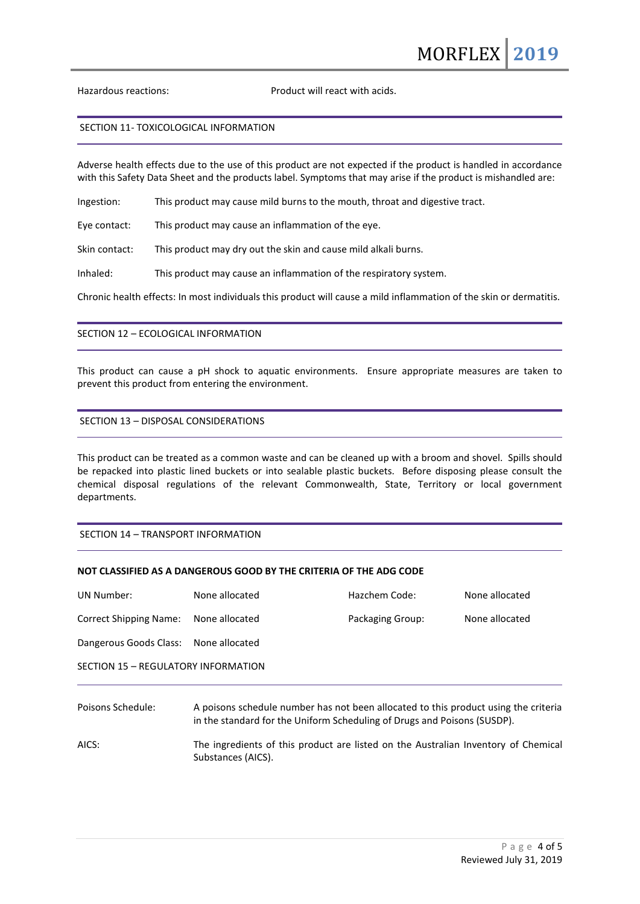Hazardous reactions: Product will react with acids.

## SECTION 11- TOXICOLOGICAL INFORMATION

Adverse health effects due to the use of this product are not expected if the product is handled in accordance with this Safety Data Sheet and the products label. Symptoms that may arise if the product is mishandled are:

Ingestion: This product may cause mild burns to the mouth, throat and digestive tract.

Eye contact: This product may cause an inflammation of the eye.

Skin contact: This product may dry out the skin and cause mild alkali burns.

Inhaled: This product may cause an inflammation of the respiratory system.

Chronic health effects: In most individuals this product will cause a mild inflammation of the skin or dermatitis.

## SECTION 12 – ECOLOGICAL INFORMATION

This product can cause a pH shock to aquatic environments. Ensure appropriate measures are taken to prevent this product from entering the environment.

## SECTION 13 – DISPOSAL CONSIDERATIONS

This product can be treated as a common waste and can be cleaned up with a broom and shovel. Spills should be repacked into plastic lined buckets or into sealable plastic buckets. Before disposing please consult the chemical disposal regulations of the relevant Commonwealth, State, Territory or local government departments.

## SECTION 14 – TRANSPORT INFORMATION

**NOT CLASSIFIED AS A DANGEROUS GOOD BY THE CRITERIA OF THE ADG CODE**

| | | | |
|---|---|---|---|
| UN Number: | None allocated | Hazchem Code: | None allocated |
| Correct Shipping Name: | None allocated | Packaging Group: | None allocated |
| Dangerous Goods Class: | None allocated | | |

## SECTION 15 – REGULATORY INFORMATION

Poisons Schedule: A poisons schedule number has not been allocated to this product using the criteria in the standard for the Uniform Scheduling of Drugs and Poisons (SUSDP).

AICS: The ingredients of this product are listed on the Australian Inventory of Chemical Substances (AICS).

Reviewed July 31, 2019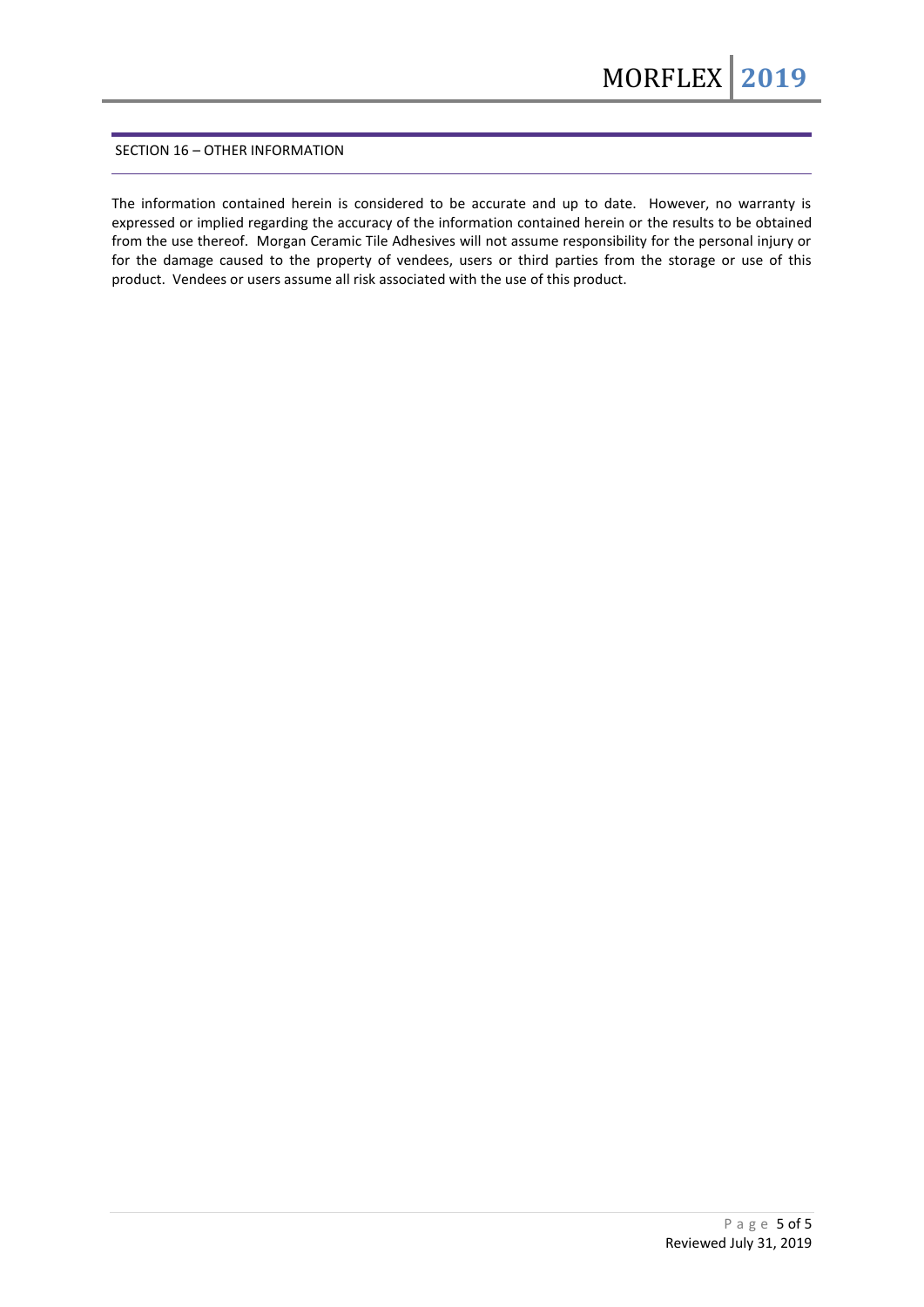## SECTION 16 – OTHER INFORMATION

The information contained herein is considered to be accurate and up to date. However, no warranty is expressed or implied regarding the accuracy of the information contained herein or the results to be obtained from the use thereof. Morgan Ceramic Tile Adhesives will not assume responsibility for the personal injury or for the damage caused to the property of vendees, users or third parties from the storage or use of this product. Vendees or users assume all risk associated with the use of this product.